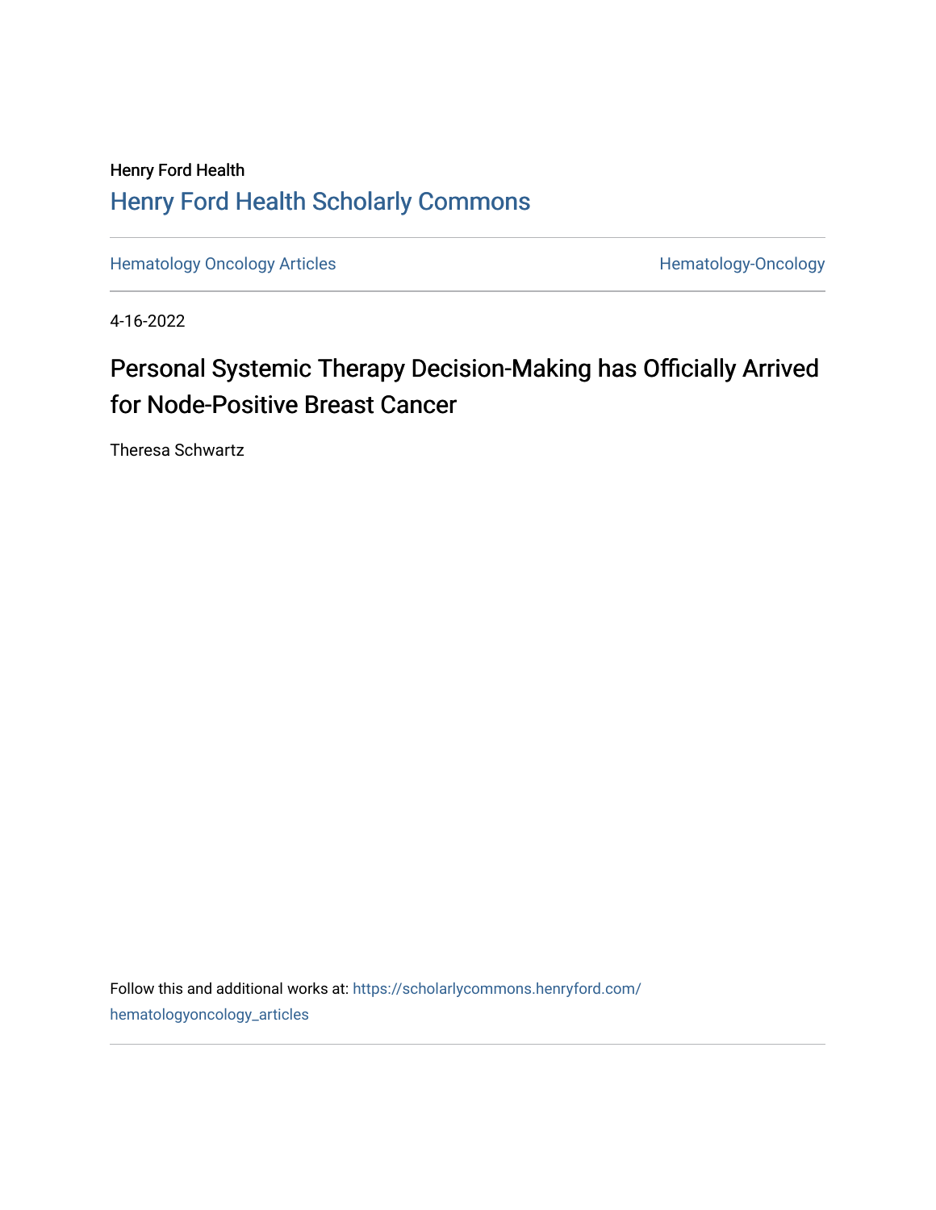Henry Ford Health

Henry Ford Health Scholarly Commons

Hematology Oncology Articles

Hematology-Oncology

4-16-2022

# Personal Systemic Therapy Decision-Making has Officially Arrived for Node-Positive Breast Cancer

Theresa Schwartz

Follow this and additional works at: https://scholarlycommons.henryford.com/hematologyoncology_articles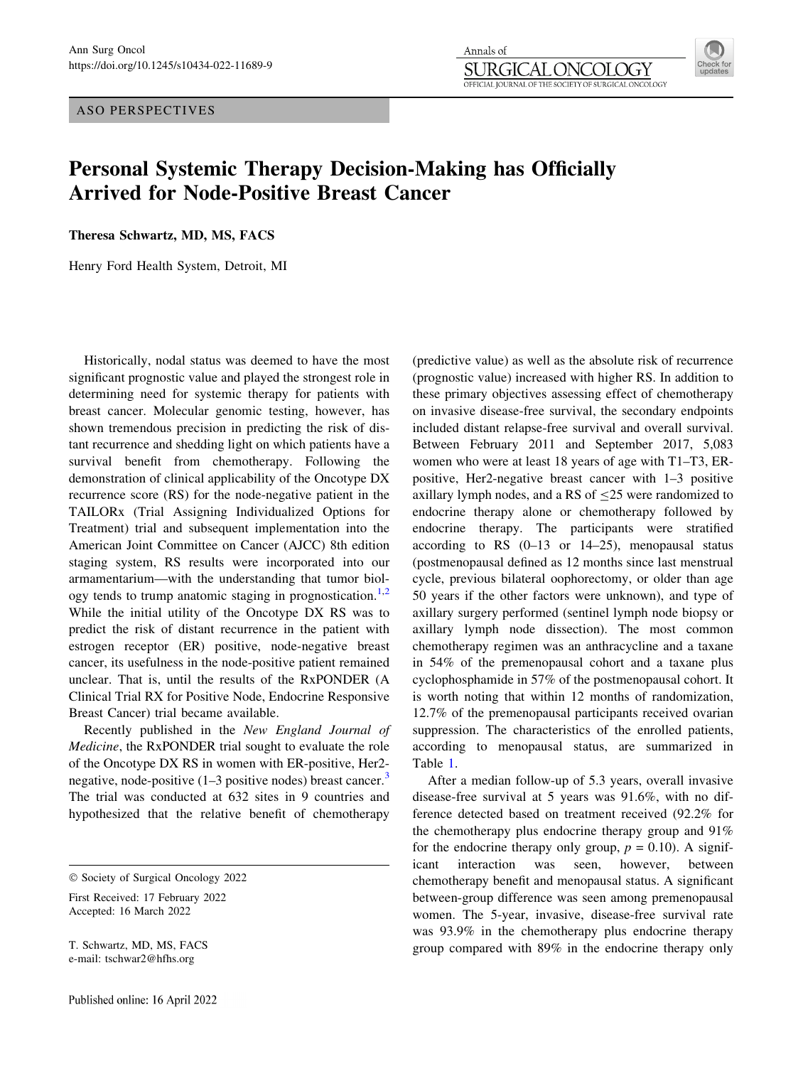ASO PERSPECTIVES

# Personal Systemic Therapy Decision-Making has Officially Arrived for Node-Positive Breast Cancer

**Theresa Schwartz, MD, MS, FACS**

Henry Ford Health System, Detroit, MI

Historically, nodal status was deemed to have the most significant prognostic value and played the strongest role in determining need for systemic therapy for patients with breast cancer. Molecular genomic testing, however, has shown tremendous precision in predicting the risk of distant recurrence and shedding light on which patients have a survival benefit from chemotherapy. Following the demonstration of clinical applicability of the Oncotype DX recurrence score (RS) for the node-negative patient in the TAILORx (Trial Assigning Individualized Options for Treatment) trial and subsequent implementation into the American Joint Committee on Cancer (AJCC) 8th edition staging system, RS results were incorporated into our armamentarium—with the understanding that tumor biology tends to trump anatomic staging in prognostication.[1,2] While the initial utility of the Oncotype DX RS was to predict the risk of distant recurrence in the patient with estrogen receptor (ER) positive, node-negative breast cancer, its usefulness in the node-positive patient remained unclear. That is, until the results of the RxPONDER (A Clinical Trial RX for Positive Node, Endocrine Responsive Breast Cancer) trial became available.

Recently published in the *New England Journal of Medicine*, the RxPONDER trial sought to evaluate the role of the Oncotype DX RS in women with ER-positive, Her2-negative, node-positive (1–3 positive nodes) breast cancer.[3] The trial was conducted at 632 sites in 9 countries and hypothesized that the relative benefit of chemotherapy (predictive value) as well as the absolute risk of recurrence (prognostic value) increased with higher RS. In addition to these primary objectives assessing effect of chemotherapy on invasive disease-free survival, the secondary endpoints included distant relapse-free survival and overall survival. Between February 2011 and September 2017, 5,083 women who were at least 18 years of age with T1–T3, ER-positive, Her2-negative breast cancer with 1–3 positive axillary lymph nodes, and a RS of $\leq$25 were randomized to endocrine therapy alone or chemotherapy followed by endocrine therapy. The participants were stratified according to RS (0–13 or 14–25), menopausal status (postmenopausal defined as 12 months since last menstrual cycle, previous bilateral oophorectomy, or older than age 50 years if the other factors were unknown), and type of axillary surgery performed (sentinel lymph node biopsy or axillary lymph node dissection). The most common chemotherapy regimen was an anthracycline and a taxane in 54% of the premenopausal cohort and a taxane plus cyclophosphamide in 57% of the postmenopausal cohort. It is worth noting that within 12 months of randomization, 12.7% of the premenopausal participants received ovarian suppression. The characteristics of the enrolled patients, according to menopausal status, are summarized in Table 1.

After a median follow-up of 5.3 years, overall invasive disease-free survival at 5 years was 91.6%, with no difference detected based on treatment received (92.2% for the chemotherapy plus endocrine therapy group and 91% for the endocrine therapy only group, $p = 0.10$). A significant interaction was seen, however, between chemotherapy benefit and menopausal status. A significant between-group difference was seen among premenopausal women. The 5-year, invasive, disease-free survival rate was 93.9% in the chemotherapy plus endocrine therapy group compared with 89% in the endocrine therapy only

© Society of Surgical Oncology 2022

First Received: 17 February 2022
Accepted: 16 March 2022

T. Schwartz, MD, MS, FACS
e-mail: tschwar2@hfhs.org

Published online: 16 April 2022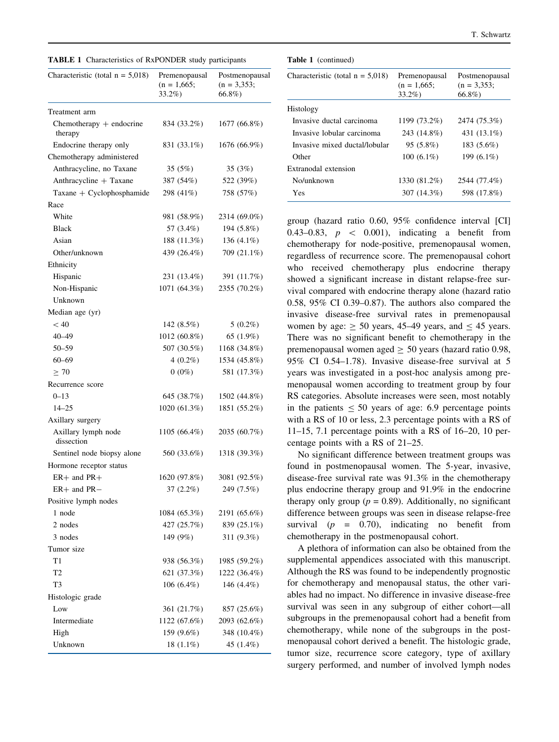**TABLE 1** Characteristics of RxPONDER study participants

| Characteristic (total n = 5,018) | Premenopausal (n = 1,665; 33.2%) | Postmenopausal (n = 3,353; 66.8%) |
|---|---|---|
| Treatment arm | | |
| Chemotherapy + endocrine therapy | 834 (33.2%) | 1677 (66.8%) |
| Endocrine therapy only | 831 (33.1%) | 1676 (66.9%) |
| Chemotherapy administered | | |
| Anthracycline, no Taxane | 35 (5%) | 35 (3%) |
| Anthracycline + Taxane | 387 (54%) | 522 (39%) |
| Taxane + Cyclophosphamide | 298 (41%) | 758 (57%) |
| Race | | |
| White | 981 (58.9%) | 2314 (69.0%) |
| Black | 57 (3.4%) | 194 (5.8%) |
| Asian | 188 (11.3%) | 136 (4.1%) |
| Other/unknown | 439 (26.4%) | 709 (21.1%) |
| Ethnicity | | |
| Hispanic | 231 (13.4%) | 391 (11.7%) |
| Non-Hispanic | 1071 (64.3%) | 2355 (70.2%) |
| Unknown | | |
| Median age (yr) | | |
| < 40 | 142 (8.5%) | 5 (0.2%) |
| 40–49 | 1012 (60.8%) | 65 (1.9%) |
| 50–59 | 507 (30.5%) | 1168 (34.8%) |
| 60–69 | 4 (0.2%) | 1534 (45.8%) |
| ≥ 70 | 0 (0%) | 581 (17.3%) |
| Recurrence score | | |
| 0–13 | 645 (38.7%) | 1502 (44.8%) |
| 14–25 | 1020 (61.3%) | 1851 (55.2%) |
| Axillary surgery | | |
| Axillary lymph node dissection | 1105 (66.4%) | 2035 (60.7%) |
| Sentinel node biopsy alone | 560 (33.6%) | 1318 (39.3%) |
| Hormone receptor status | | |
| ER+ and PR+ | 1620 (97.8%) | 3081 (92.5%) |
| ER+ and PR− | 37 (2.2%) | 249 (7.5%) |
| Positive lymph nodes | | |
| 1 node | 1084 (65.3%) | 2191 (65.6%) |
| 2 nodes | 427 (25.7%) | 839 (25.1%) |
| 3 nodes | 149 (9%) | 311 (9.3%) |
| Tumor size | | |
| T1 | 938 (56.3%) | 1985 (59.2%) |
| T2 | 621 (37.3%) | 1222 (36.4%) |
| T3 | 106 (6.4%) | 146 (4.4%) |
| Histologic grade | | |
| Low | 361 (21.7%) | 857 (25.6%) |
| Intermediate | 1122 (67.6%) | 2093 (62.6%) |
| High | 159 (9.6%) | 348 (10.4%) |
| Unknown | 18 (1.1%) | 45 (1.4%) |
| Histology | | |
| Invasive ductal carcinoma | 1199 (73.2%) | 2474 (75.3%) |
| Invasive lobular carcinoma | 243 (14.8%) | 431 (13.1%) |
| Invasive mixed ductal/lobular | 95 (5.8%) | 183 (5.6%) |
| Other | 100 (6.1%) | 199 (6.1%) |
| Extranodal extension | | |
| No/unknown | 1330 (81.2%) | 2544 (77.4%) |
| Yes | 307 (14.3%) | 598 (17.8%) |

group (hazard ratio 0.60, 95% confidence interval [CI] 0.43–0.83, $p < 0.001$), indicating a benefit from chemotherapy for node-positive, premenopausal women, regardless of recurrence score. The premenopausal cohort who received chemotherapy plus endocrine therapy showed a significant increase in distant relapse-free survival compared with endocrine therapy alone (hazard ratio 0.58, 95% CI 0.39–0.87). The authors also compared the invasive disease-free survival rates in premenopausal women by age: ≥ 50 years, 45–49 years, and ≤ 45 years. There was no significant benefit to chemotherapy in the premenopausal women aged ≥ 50 years (hazard ratio 0.98, 95% CI 0.54–1.78). Invasive disease-free survival at 5 years was investigated in a post-hoc analysis among premenopausal women according to treatment group by four RS categories. Absolute increases were seen, most notably in the patients ≤ 50 years of age: 6.9 percentage points with a RS of 10 or less, 2.3 percentage points with a RS of 11–15, 7.1 percentage points with a RS of 16–20, 10 percentage points with a RS of 21–25.

No significant difference between treatment groups was found in postmenopausal women. The 5-year, invasive, disease-free survival rate was 91.3% in the chemotherapy plus endocrine therapy group and 91.9% in the endocrine therapy only group ($p = 0.89$). Additionally, no significant difference between groups was seen in disease relapse-free survival ($p = 0.70$), indicating no benefit from chemotherapy in the postmenopausal cohort.

A plethora of information can also be obtained from the supplemental appendices associated with this manuscript. Although the RS was found to be independently prognostic for chemotherapy and menopausal status, the other variables had no impact. No difference in invasive disease-free survival was seen in any subgroup of either cohort—all subgroups in the premenopausal cohort had a benefit from chemotherapy, while none of the subgroups in the postmenopausal cohort derived a benefit. The histologic grade, tumor size, recurrence score category, type of axillary surgery performed, and number of involved lymph nodes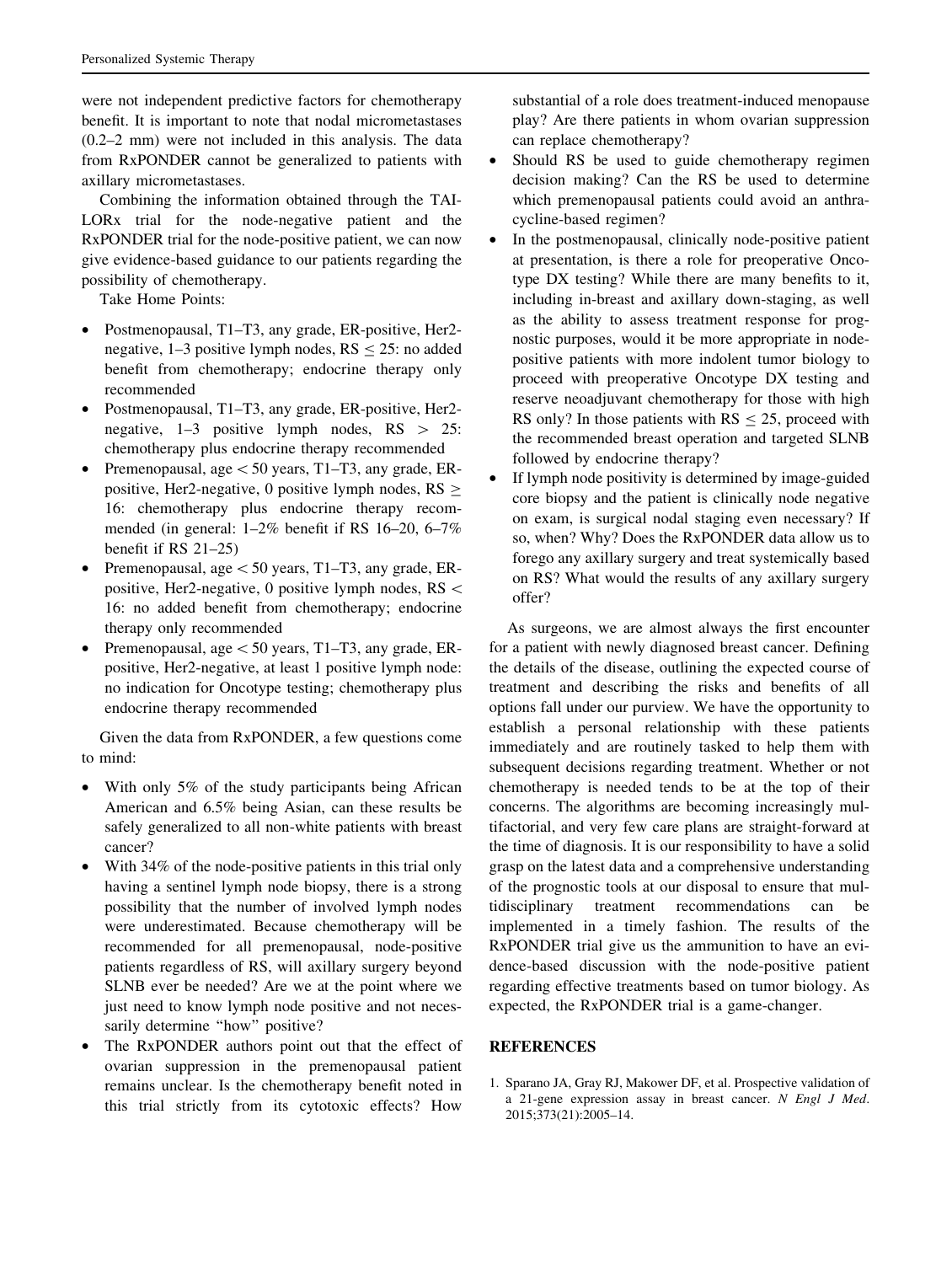were not independent predictive factors for chemotherapy benefit. It is important to note that nodal micrometastases (0.2–2 mm) were not included in this analysis. The data from RxPONDER cannot be generalized to patients with axillary micrometastases.

Combining the information obtained through the TAILORx trial for the node-negative patient and the RxPONDER trial for the node-positive patient, we can now give evidence-based guidance to our patients regarding the possibility of chemotherapy.

Take Home Points:

- Postmenopausal, T1–T3, any grade, ER-positive, Her2-negative, 1–3 positive lymph nodes, RS $\leq$ 25: no added benefit from chemotherapy; endocrine therapy only recommended
- Postmenopausal, T1–T3, any grade, ER-positive, Her2-negative, 1–3 positive lymph nodes, RS $>$ 25: chemotherapy plus endocrine therapy recommended
- Premenopausal, age $<$ 50 years, T1–T3, any grade, ER-positive, Her2-negative, 0 positive lymph nodes, RS $\geq$ 16: chemotherapy plus endocrine therapy recommended (in general: 1–2% benefit if RS 16–20, 6–7% benefit if RS 21–25)
- Premenopausal, age $<$ 50 years, T1–T3, any grade, ER-positive, Her2-negative, 0 positive lymph nodes, RS $<$ 16: no added benefit from chemotherapy; endocrine therapy only recommended
- Premenopausal, age $<$ 50 years, T1–T3, any grade, ER-positive, Her2-negative, at least 1 positive lymph node: no indication for Oncotype testing; chemotherapy plus endocrine therapy recommended

Given the data from RxPONDER, a few questions come to mind:

- With only 5% of the study participants being African American and 6.5% being Asian, can these results be safely generalized to all non-white patients with breast cancer?
- With 34% of the node-positive patients in this trial only having a sentinel lymph node biopsy, there is a strong possibility that the number of involved lymph nodes were underestimated. Because chemotherapy will be recommended for all premenopausal, node-positive patients regardless of RS, will axillary surgery beyond SLNB ever be needed? Are we at the point where we just need to know lymph node positive and not necessarily determine "how" positive?
- The RxPONDER authors point out that the effect of ovarian suppression in the premenopausal patient remains unclear. Is the chemotherapy benefit noted in this trial strictly from its cytotoxic effects? How substantial of a role does treatment-induced menopause play? Are there patients in whom ovarian suppression can replace chemotherapy?
- Should RS be used to guide chemotherapy regimen decision making? Can the RS be used to determine which premenopausal patients could avoid an anthracycline-based regimen?
- In the postmenopausal, clinically node-positive patient at presentation, is there a role for preoperative Oncotype DX testing? While there are many benefits to it, including in-breast and axillary down-staging, as well as the ability to assess treatment response for prognostic purposes, would it be more appropriate in node-positive patients with more indolent tumor biology to proceed with preoperative Oncotype DX testing and reserve neoadjuvant chemotherapy for those with high RS only? In those patients with RS $\leq$ 25, proceed with the recommended breast operation and targeted SLNB followed by endocrine therapy?
- If lymph node positivity is determined by image-guided core biopsy and the patient is clinically node negative on exam, is surgical nodal staging even necessary? If so, when? Why? Does the RxPONDER data allow us to forego any axillary surgery and treat systemically based on RS? What would the results of any axillary surgery offer?

As surgeons, we are almost always the first encounter for a patient with newly diagnosed breast cancer. Defining the details of the disease, outlining the expected course of treatment and describing the risks and benefits of all options fall under our purview. We have the opportunity to establish a personal relationship with these patients immediately and are routinely tasked to help them with subsequent decisions regarding treatment. Whether or not chemotherapy is needed tends to be at the top of their concerns. The algorithms are becoming increasingly multifactorial, and very few care plans are straight-forward at the time of diagnosis. It is our responsibility to have a solid grasp on the latest data and a comprehensive understanding of the prognostic tools at our disposal to ensure that multidisciplinary treatment recommendations can be implemented in a timely fashion. The results of the RxPONDER trial give us the ammunition to have an evidence-based discussion with the node-positive patient regarding effective treatments based on tumor biology. As expected, the RxPONDER trial is a game-changer.

## REFERENCES

1. Sparano JA, Gray RJ, Makower DF, et al. Prospective validation of a 21-gene expression assay in breast cancer. *N Engl J Med*. 2015;373(21):2005–14.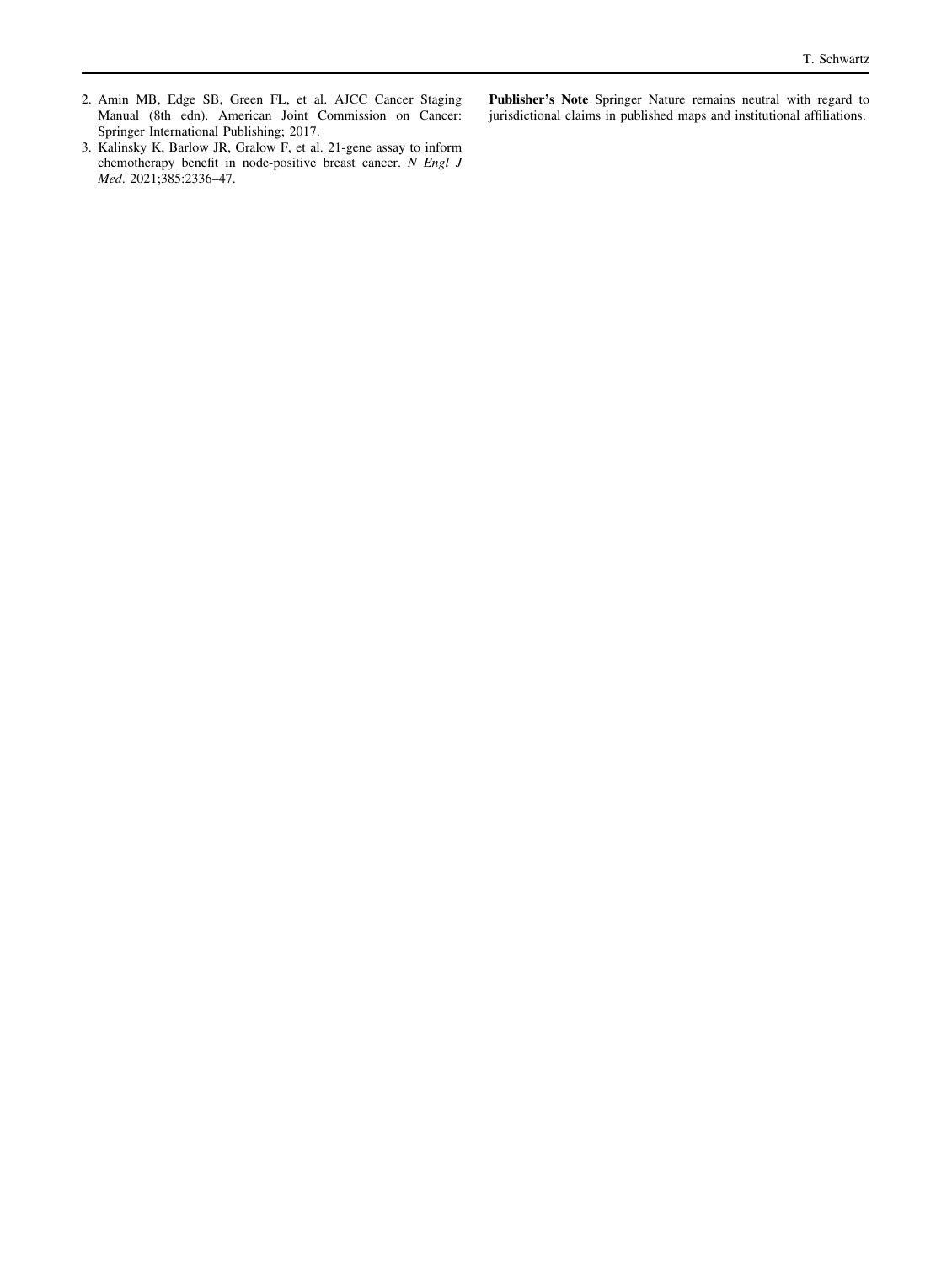2. Amin MB, Edge SB, Green FL, et al. AJCC Cancer Staging Manual (8th edn). American Joint Commission on Cancer: Springer International Publishing; 2017.
3. Kalinsky K, Barlow JR, Gralow F, et al. 21-gene assay to inform chemotherapy benefit in node-positive breast cancer. *N Engl J Med*. 2021;385:2336–47.

**Publisher's Note** Springer Nature remains neutral with regard to jurisdictional claims in published maps and institutional affiliations.